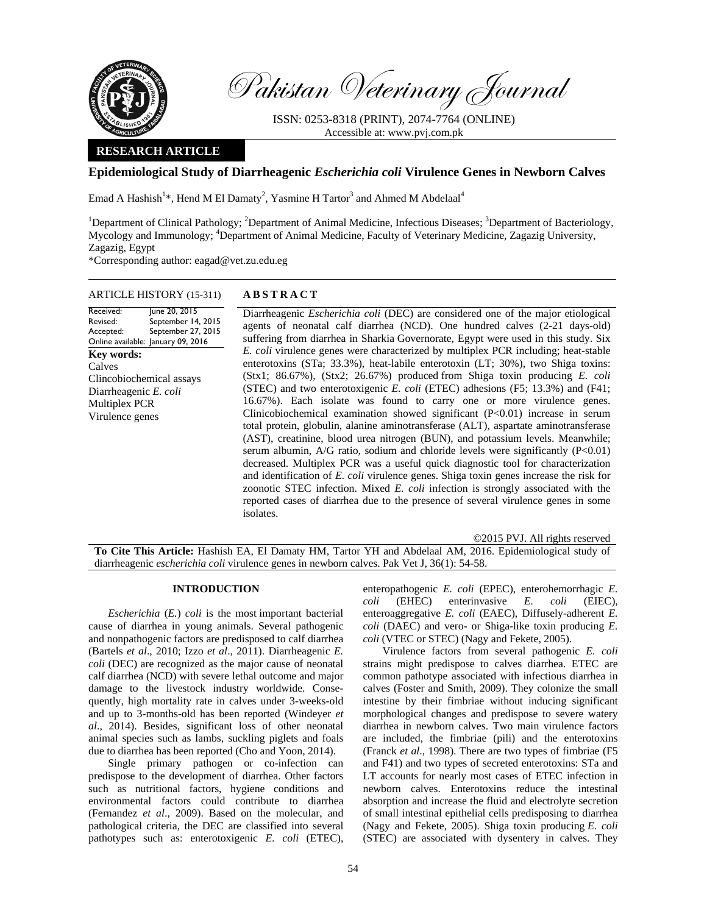# Pakistan Veterinary Journal

ISSN: 0253-8318 (PRINT), 2074-7764 (ONLINE)
Accessible at: www.pvj.com.pk

**RESEARCH ARTICLE**

## Epidemiological Study of Diarrheagenic *Escherichia coli* Virulence Genes in Newborn Calves

Emad A Hashish[1]*, Hend M El Damaty[2], Yasmine H Tartor[3] and Ahmed M Abdelaal[4]

[1]Department of Clinical Pathology; [2]Department of Animal Medicine, Infectious Diseases; [3]Department of Bacteriology, Mycology and Immunology; [4]Department of Animal Medicine, Faculty of Veterinary Medicine, Zagazig University, Zagazig, Egypt

*Corresponding author: eagad@vet.zu.edu.eg

**ARTICLE HISTORY** (15-311)

Received: June 20, 2015
Revised: September 14, 2015
Accepted: September 27, 2015
Online available: January 09, 2016

**Key words:**
Calves
Clincobiochemical assays
Diarrheagenic *E. coli*
Multiplex PCR
Virulence genes

**ABSTRACT**

Diarrheagenic *Escherichia coli* (DEC) are considered one of the major etiological agents of neonatal calf diarrhea (NCD). One hundred calves (2-21 days-old) suffering from diarrhea in Sharkia Governorate, Egypt were used in this study. Six *E. coli* virulence genes were characterized by multiplex PCR including; heat-stable enterotoxins (STa; 33.3%), heat-labile enterotoxin (LT; 30%), two Shiga toxins: (Stx1; 86.67%), (Stx2; 26.67%) produced from Shiga toxin producing *E. coli* (STEC) and two enterotoxigenic *E. coli* (ETEC) adhesions (F5; 13.3%) and (F41; 16.67%). Each isolate was found to carry one or more virulence genes. Clinicobiochemical examination showed significant ($P<0.01$) increase in serum total protein, globulin, alanine aminotransferase (ALT), aspartate aminotransferase (AST), creatinine, blood urea nitrogen (BUN), and potassium levels. Meanwhile; serum albumin, A/G ratio, sodium and chloride levels were significantly ($P<0.01$) decreased. Multiplex PCR was a useful quick diagnostic tool for characterization and identification of *E. coli* virulence genes. Shiga toxin genes increase the risk for zoonotic STEC infection. Mixed *E. coli* infection is strongly associated with the reported cases of diarrhea due to the presence of several virulence genes in some isolates.

©2015 PVJ. All rights reserved

**To Cite This Article:** Hashish EA, El Damaty HM, Tartor YH and Abdelaal AM, 2016. Epidemiological study of diarrheagenic *escherichia coli* virulence genes in newborn calves. Pak Vet J, 36(1): 54-58.

## INTRODUCTION

*Escherichia* (*E.*) *coli* is the most important bacterial cause of diarrhea in young animals. Several pathogenic and nonpathogenic factors are predisposed to calf diarrhea (Bartels *et al*., 2010; Izzo *et al*., 2011). Diarrheagenic *E. coli* (DEC) are recognized as the major cause of neonatal calf diarrhea (NCD) with severe lethal outcome and major damage to the livestock industry worldwide. Consequently, high mortality rate in calves under 3-weeks-old and up to 3-months-old has been reported (Windeyer *et al*., 2014). Besides, significant loss of other neonatal animal species such as lambs, suckling piglets and foals due to diarrhea has been reported (Cho and Yoon, 2014).

Single primary pathogen or co-infection can predispose to the development of diarrhea. Other factors such as nutritional factors, hygiene conditions and environmental factors could contribute to diarrhea (Fernandez *et al*., 2009). Based on the molecular, and pathological criteria, the DEC are classified into several pathotypes such as: enterotoxigenic *E. coli* (ETEC), enteropathogenic *E. coli* (EPEC), enterohemorrhagic *E. coli* (EHEC) enterinvasive *E. coli* (EIEC), enteroaggregative *E. coli* (EAEC), Diffusely-adherent *E. coli* (DAEC) and vero- or Shiga-like toxin producing *E. coli* (VTEC or STEC) (Nagy and Fekete, 2005).

Virulence factors from several pathogenic *E. coli* strains might predispose to calves diarrhea. ETEC are common pathotype associated with infectious diarrhea in calves (Foster and Smith, 2009). They colonize the small intestine by their fimbriae without inducing significant morphological changes and predispose to severe watery diarrhea in newborn calves. Two main virulence factors are included, the fimbriae (pili) and the enterotoxins (Franck *et al*., 1998). There are two types of fimbriae (F5 and F41) and two types of secreted enterotoxins: STa and LT accounts for nearly most cases of ETEC infection in newborn calves. Enterotoxins reduce the intestinal absorption and increase the fluid and electrolyte secretion of small intestinal epithelial cells predisposing to diarrhea (Nagy and Fekete, 2005). Shiga toxin producing *E. coli* (STEC) are associated with dysentery in calves. They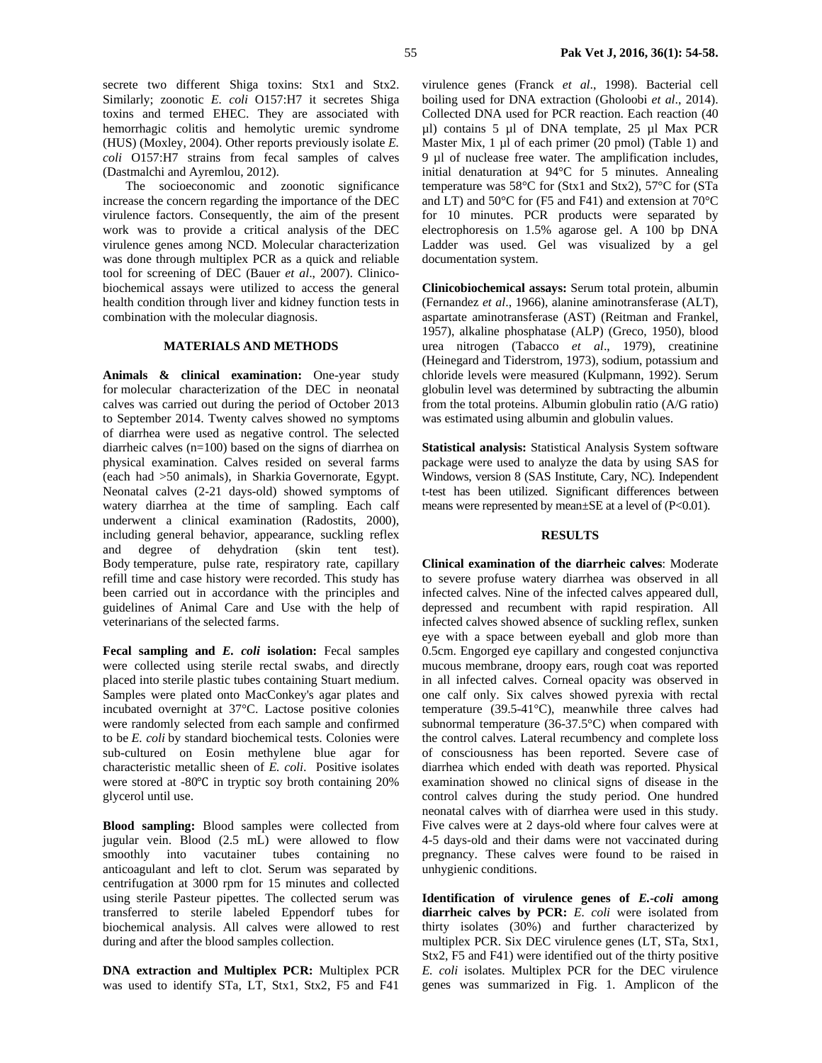secrete two different Shiga toxins: Stx1 and Stx2. Similarly; zoonotic *E. coli* O157:H7 it secretes Shiga toxins and termed EHEC. They are associated with hemorrhagic colitis and hemolytic uremic syndrome (HUS) (Moxley, 2004). Other reports previously isolate *E. coli* O157:H7 strains from fecal samples of calves (Dastmalchi and Ayremlou, 2012).

The socioeconomic and zoonotic significance increase the concern regarding the importance of the DEC virulence factors. Consequently, the aim of the present work was to provide a critical analysis of the DEC virulence genes among NCD. Molecular characterization was done through multiplex PCR as a quick and reliable tool for screening of DEC (Bauer *et al*., 2007). Clinico-biochemical assays were utilized to access the general health condition through liver and kidney function tests in combination with the molecular diagnosis.

## MATERIALS AND METHODS

**Animals & clinical examination:** One-year study for molecular characterization of the DEC in neonatal calves was carried out during the period of October 2013 to September 2014. Twenty calves showed no symptoms of diarrhea were used as negative control. The selected diarrheic calves (n=100) based on the signs of diarrhea on physical examination. Calves resided on several farms (each had >50 animals), in Sharkia Governorate, Egypt. Neonatal calves (2-21 days-old) showed symptoms of watery diarrhea at the time of sampling. Each calf underwent a clinical examination (Radostits, 2000), including general behavior, appearance, suckling reflex and degree of dehydration (skin tent test). Body temperature, pulse rate, respiratory rate, capillary refill time and case history were recorded. This study has been carried out in accordance with the principles and guidelines of Animal Care and Use with the help of veterinarians of the selected farms.

**Fecal sampling and *E. coli* isolation:** Fecal samples were collected using sterile rectal swabs, and directly placed into sterile plastic tubes containing Stuart medium. Samples were plated onto MacConkey's agar plates and incubated overnight at 37°C. Lactose positive colonies were randomly selected from each sample and confirmed to be *E. coli* by standard biochemical tests. Colonies were sub-cultured on Eosin methylene blue agar for characteristic metallic sheen of *E. coli*. Positive isolates were stored at -80℃ in tryptic soy broth containing 20% glycerol until use.

**Blood sampling:** Blood samples were collected from jugular vein. Blood (2.5 mL) were allowed to flow smoothly into vacutainer tubes containing no anticoagulant and left to clot. Serum was separated by centrifugation at 3000 rpm for 15 minutes and collected using sterile Pasteur pipettes. The collected serum was transferred to sterile labeled Eppendorf tubes for biochemical analysis. All calves were allowed to rest during and after the blood samples collection.

**DNA extraction and Multiplex PCR:** Multiplex PCR was used to identify STa, LT, Stx1, Stx2, F5 and F41 virulence genes (Franck *et al*., 1998). Bacterial cell boiling used for DNA extraction (Gholoobi *et al*., 2014). Collected DNA used for PCR reaction. Each reaction (40 µl) contains 5 µl of DNA template, 25 µl Max PCR Master Mix, 1 µl of each primer (20 pmol) (Table 1) and 9 µl of nuclease free water. The amplification includes, initial denaturation at 94°C for 5 minutes. Annealing temperature was 58°C for (Stx1 and Stx2), 57°C for (STa and LT) and 50°C for (F5 and F41) and extension at 70°C for 10 minutes. PCR products were separated by electrophoresis on 1.5% agarose gel. A 100 bp DNA Ladder was used. Gel was visualized by a gel documentation system.

**Clinicobiochemical assays:** Serum total protein, albumin (Fernandez *et al*., 1966), alanine aminotransferase (ALT), aspartate aminotransferase (AST) (Reitman and Frankel, 1957), alkaline phosphatase (ALP) (Greco, 1950), blood urea nitrogen (Tabacco *et al*., 1979), creatinine (Heinegard and Tiderstrom, 1973), sodium, potassium and chloride levels were measured (Kulpmann, 1992). Serum globulin level was determined by subtracting the albumin from the total proteins. Albumin globulin ratio (A/G ratio) was estimated using albumin and globulin values.

**Statistical analysis:** Statistical Analysis System software package were used to analyze the data by using SAS for Windows, version 8 (SAS Institute, Cary, NC). Independent t-test has been utilized. Significant differences between means were represented by mean±SE at a level of ($P<0.01$).

## RESULTS

**Clinical examination of the diarrheic calves**: Moderate to severe profuse watery diarrhea was observed in all infected calves. Nine of the infected calves appeared dull, depressed and recumbent with rapid respiration. All infected calves showed absence of suckling reflex, sunken eye with a space between eyeball and glob more than 0.5cm. Engorged eye capillary and congested conjunctiva mucous membrane, droopy ears, rough coat was reported in all infected calves. Corneal opacity was observed in one calf only. Six calves showed pyrexia with rectal temperature (39.5-41°C), meanwhile three calves had subnormal temperature (36-37.5°C) when compared with the control calves. Lateral recumbency and complete loss of consciousness has been reported. Severe case of diarrhea which ended with death was reported. Physical examination showed no clinical signs of disease in the control calves during the study period. One hundred neonatal calves with of diarrhea were used in this study. Five calves were at 2 days-old where four calves were at 4-5 days-old and their dams were not vaccinated during pregnancy. These calves were found to be raised in unhygienic conditions.

**Identification of virulence genes of *E.-coli* among diarrheic calves by PCR:** *E. coli* were isolated from thirty isolates (30%) and further characterized by multiplex PCR. Six DEC virulence genes (LT, STa, Stx1, Stx2, F5 and F41) were identified out of the thirty positive *E. coli* isolates. Multiplex PCR for the DEC virulence genes was summarized in Fig. 1. Amplicon of the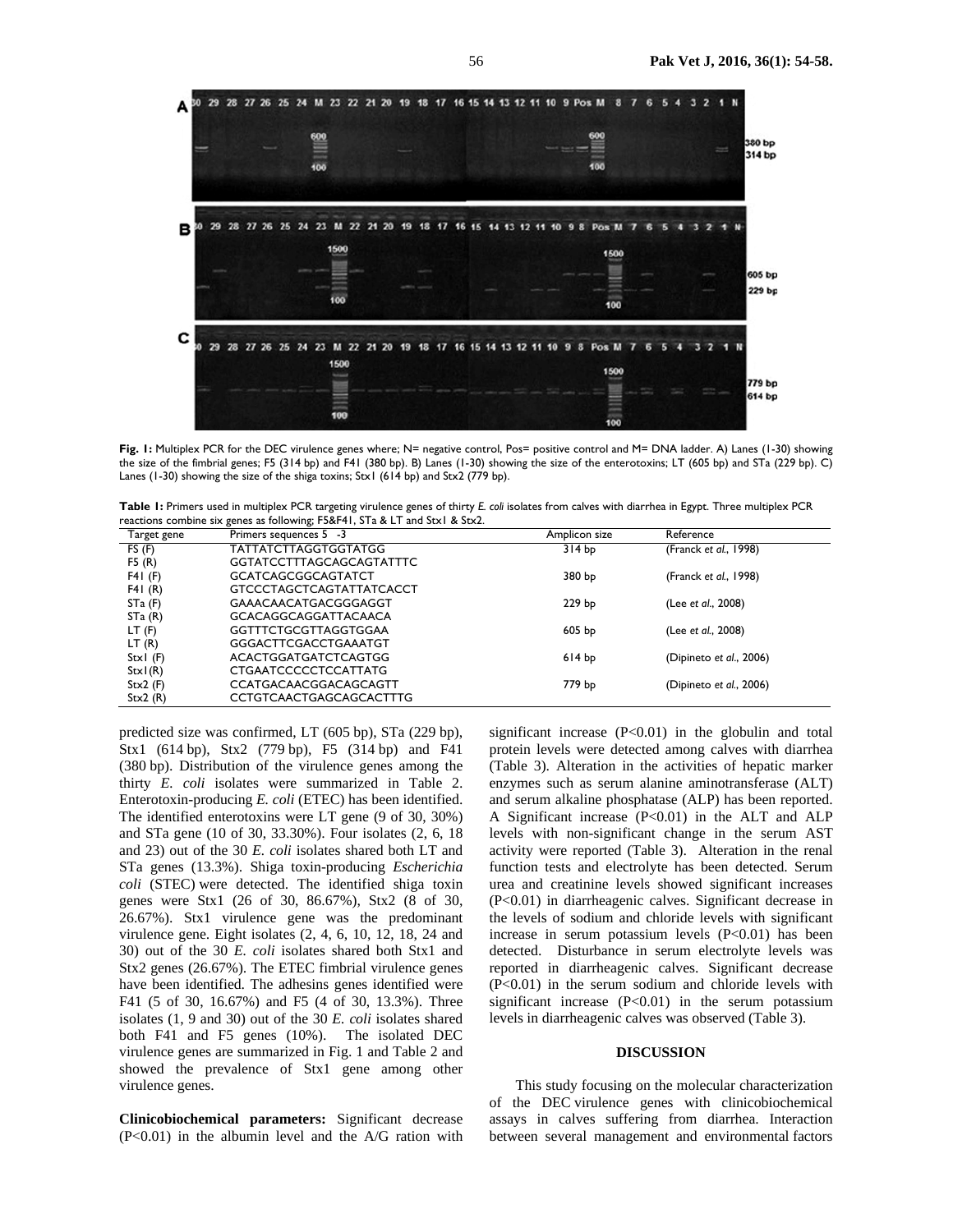A 30 29 28 27 26 25 24 M 23 22 21 20 19 18 17 16 15 14 13 12 11 10 9 Pos M 8 7 6 5 4 3 2 1 N

600

100

600

100

380 bp
314 bp

B 30 29 28 27 26 25 24 23 M 22 21 20 19 18 17 16 15 14 13 12 11 10 9 8 Pos M 7 6 5 4 3 2 1 N

1500

100

1500

100

605 bp
229 bp

C 30 29 28 27 26 25 24 23 M 22 21 20 19 18 17 16 15 14 13 12 11 10 9 8 Pos M 7 6 5 4 3 2 1 N

1500

100

1500

100

779 bp
614 bp

**Fig. 1:** Multiplex PCR for the DEC virulence genes where; N= negative control, Pos= positive control and M= DNA ladder. A) Lanes (1-30) showing the size of the fimbrial genes; F5 (314 bp) and F41 (380 bp). B) Lanes (1-30) showing the size of the enterotoxins; LT (605 bp) and STa (229 bp). C) Lanes (1-30) showing the size of the shiga toxins; Stx1 (614 bp) and Stx2 (779 bp).

**Table 1:** Primers used in multiplex PCR targeting virulence genes of thirty *E. coli* isolates from calves with diarrhea in Egypt. Three multiplex PCR reactions combine six genes as following; F5&F41, STa & LT and Stx1 & Stx2.

| Target gene | Primers sequences 5 -3 | Amplicon size | Reference |
|---|---|---|---|
| F5 (F) | TATTATCTTAGGTGGTATGG | 314 bp | (Franck *et al.*, 1998) |
| F5 (R) | GGTATCCTTTAGCAGCAGTATTTC | | |
| F41 (F) | GCATCAGCGGCAGTATCT | 380 bp | (Franck *et al.*, 1998) |
| F41 (R) | GTCCCTAGCTCAGTATTATCACCT | | |
| STa (F) | GAAACAACATGACGGGAGGT | 229 bp | (Lee *et al.*, 2008) |
| STa (R) | GCACAGGCAGGATTACAACA | | |
| LT (F) | GGTTTCTGCGTTAGGTGGAA | 605 bp | (Lee *et al.*, 2008) |
| LT (R) | GGGACTTCGACCTGAAATGT | | |
| Stx1 (F) | ACACTGGATGATCTCAGTGG | 614 bp | (Dipineto *et al.*, 2006) |
| Stx1(R) | CTGAATCCCCCTCCATTATG | | |
| Stx2 (F) | CCATGACAACGGACAGCAGTT | 779 bp | (Dipineto *et al.*, 2006) |
| Stx2 (R) | CCTGTCAACTGAGCAGCACTTTG | | |

predicted size was confirmed, LT (605 bp), STa (229 bp), Stx1 (614 bp), Stx2 (779 bp), F5 (314 bp) and F41 (380 bp). Distribution of the virulence genes among the thirty *E. coli* isolates were summarized in Table 2. Enterotoxin-producing *E. coli* (ETEC) has been identified. The identified enterotoxins were LT gene (9 of 30, 30%) and STa gene (10 of 30, 33.30%). Four isolates (2, 6, 18 and 23) out of the 30 *E. coli* isolates shared both LT and STa genes (13.3%). Shiga toxin-producing *Escherichia coli* (STEC) were detected. The identified shiga toxin genes were Stx1 (26 of 30, 86.67%), Stx2 (8 of 30, 26.67%). Stx1 virulence gene was the predominant virulence gene. Eight isolates (2, 4, 6, 10, 12, 18, 24 and 30) out of the 30 *E. coli* isolates shared both Stx1 and Stx2 genes (26.67%). The ETEC fimbrial virulence genes have been identified. The adhesins genes identified were F41 (5 of 30, 16.67%) and F5 (4 of 30, 13.3%). Three isolates (1, 9 and 30) out of the 30 *E. coli* isolates shared both F41 and F5 genes (10%). The isolated DEC virulence genes are summarized in Fig. 1 and Table 2 and showed the prevalence of Stx1 gene among other virulence genes.

**Clinicobiochemical parameters:** Significant decrease ($P<0.01$) in the albumin level and the A/G ration with significant increase ($P<0.01$) in the globulin and total protein levels were detected among calves with diarrhea (Table 3). Alteration in the activities of hepatic marker enzymes such as serum alanine aminotransferase (ALT) and serum alkaline phosphatase (ALP) has been reported. A Significant increase ($P<0.01$) in the ALT and ALP levels with non-significant change in the serum AST activity were reported (Table 3). Alteration in the renal function tests and electrolyte has been detected. Serum urea and creatinine levels showed significant increases ($P<0.01$) in diarrheagenic calves. Significant decrease in the levels of sodium and chloride levels with significant increase in serum potassium levels ($P<0.01$) has been detected. Disturbance in serum electrolyte levels was reported in diarrheagenic calves. Significant decrease ($P<0.01$) in the serum sodium and chloride levels with significant increase ($P<0.01$) in the serum potassium levels in diarrheagenic calves was observed (Table 3).

## DISCUSSION

This study focusing on the molecular characterization of the DEC virulence genes with clinicobiochemical assays in calves suffering from diarrhea. Interaction between several management and environmental factors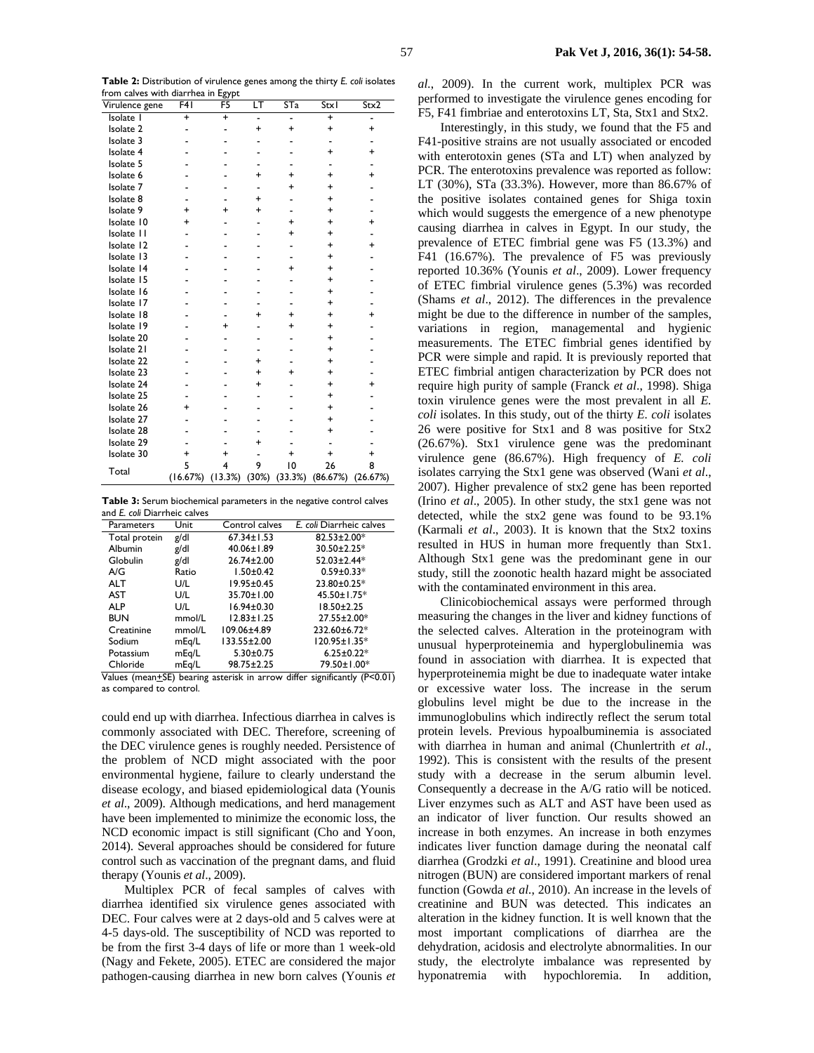**Table 2:** Distribution of virulence genes among the thirty *E. coli* isolates from calves with diarrhea in Egypt

| Virulence gene | F41 | F5 | LT | STa | Stx1 | Stx2 |
|---|---|---|---|---|---|---|
| Isolate 1 | + | + | - | - | + | - |
| Isolate 2 | - | - | + | + | + | + |
| Isolate 3 | - | - | - | - | - | - |
| Isolate 4 | - | - | - | - | + | + |
| Isolate 5 | - | - | - | - | - | - |
| Isolate 6 | - | - | + | + | + | + |
| Isolate 7 | - | - | - | + | + | - |
| Isolate 8 | - | - | + | - | + | - |
| Isolate 9 | + | + | + | - | + | - |
| Isolate 10 | + | - | - | + | + | + |
| Isolate 11 | - | - | - | + | + | - |
| Isolate 12 | - | - | - | - | + | + |
| Isolate 13 | - | - | - | - | + | - |
| Isolate 14 | - | - | - | + | + | - |
| Isolate 15 | - | - | - | - | + | - |
| Isolate 16 | - | - | - | - | + | - |
| Isolate 17 | - | - | - | - | + | - |
| Isolate 18 | - | - | + | + | + | + |
| Isolate 19 | - | + | - | + | + | - |
| Isolate 20 | - | - | - | - | + | - |
| Isolate 21 | - | - | - | - | + | - |
| Isolate 22 | - | - | + | - | + | - |
| Isolate 23 | - | - | + | + | + | - |
| Isolate 24 | - | - | + | - | + | + |
| Isolate 25 | - | - | - | - | + | - |
| Isolate 26 | + | - | - | - | + | - |
| Isolate 27 | - | - | - | - | + | - |
| Isolate 28 | - | - | - | - | + | - |
| Isolate 29 | - | - | + | - | - | - |
| Isolate 30 | + | + | - | + | + | + |
| Total | 5 (16.67%) | 4 (13.3%) | 9 (30%) | 10 (33.3%) | 26 (86.67%) | 8 (26.67%) |

**Table 3:** Serum biochemical parameters in the negative control calves and *E. coli* Diarrheic calves

| Parameters | Unit | Control calves | *E. coli* Diarrheic calves |
|---|---|---|---|
| Total protein | g/dl | 67.34±1.53 | 82.53±2.00* |
| Albumin | g/dl | 40.06±1.89 | 30.50±2.25* |
| Globulin | g/dl | 26.74±2.00 | 52.03±2.44* |
| A/G | Ratio | 1.50±0.42 | 0.59±0.33* |
| ALT | U/L | 19.95±0.45 | 23.80±0.25* |
| AST | U/L | 35.70±1.00 | 45.50±1.75* |
| ALP | U/L | 16.94±0.30 | 18.50±2.25 |
| BUN | mmol/L | 12.83±1.25 | 27.55±2.00* |
| Creatinine | mmol/L | 109.06±4.89 | 232.60±6.72* |
| Sodium | mEq/L | 133.55±2.00 | 120.95±1.35* |
| Potassium | mEq/L | 5.30±0.75 | 6.25±0.22* |
| Chloride | mEq/L | 98.75±2.25 | 79.50±1.00* |

Values (mean±SE) bearing asterisk in arrow differ significantly (P<0.01) as compared to control.

could end up with diarrhea. Infectious diarrhea in calves is commonly associated with DEC. Therefore, screening of the DEC virulence genes is roughly needed. Persistence of the problem of NCD might associated with the poor environmental hygiene, failure to clearly understand the disease ecology, and biased epidemiological data (Younis *et al*., 2009). Although medications, and herd management have been implemented to minimize the economic loss, the NCD economic impact is still significant (Cho and Yoon, 2014). Several approaches should be considered for future control such as vaccination of the pregnant dams, and fluid therapy (Younis *et al*., 2009).

Multiplex PCR of fecal samples of calves with diarrhea identified six virulence genes associated with DEC. Four calves were at 2 days-old and 5 calves were at 4-5 days-old. The susceptibility of NCD was reported to be from the first 3-4 days of life or more than 1 week-old (Nagy and Fekete, 2005). ETEC are considered the major pathogen-causing diarrhea in new born calves (Younis *et al*., 2009). In the current work, multiplex PCR was performed to investigate the virulence genes encoding for F5, F41 fimbriae and enterotoxins LT, Sta, Stx1 and Stx2.

Interestingly, in this study, we found that the F5 and F41-positive strains are not usually associated or encoded with enterotoxin genes (STa and LT) when analyzed by PCR. The enterotoxins prevalence was reported as follow: LT (30%), STa (33.3%). However, more than 86.67% of the positive isolates contained genes for Shiga toxin which would suggests the emergence of a new phenotype causing diarrhea in calves in Egypt. In our study, the prevalence of ETEC fimbrial gene was F5 (13.3%) and F41 (16.67%). The prevalence of F5 was previously reported 10.36% (Younis *et al*., 2009). Lower frequency of ETEC fimbrial virulence genes (5.3%) was recorded (Shams *et al*., 2012). The differences in the prevalence might be due to the difference in number of the samples, variations in region, managemental and hygienic measurements. The ETEC fimbrial genes identified by PCR were simple and rapid. It is previously reported that ETEC fimbrial antigen characterization by PCR does not require high purity of sample (Franck *et al*., 1998). Shiga toxin virulence genes were the most prevalent in all *E. coli* isolates. In this study, out of the thirty *E. coli* isolates 26 were positive for Stx1 and 8 was positive for Stx2 (26.67%). Stx1 virulence gene was the predominant virulence gene (86.67%). High frequency of *E. coli* isolates carrying the Stx1 gene was observed (Wani *et al*., 2007). Higher prevalence of stx2 gene has been reported (Irino *et al*., 2005). In other study, the stx1 gene was not detected, while the stx2 gene was found to be 93.1% (Karmali *et al*., 2003). It is known that the Stx2 toxins resulted in HUS in human more frequently than Stx1. Although Stx1 gene was the predominant gene in our study, still the zoonotic health hazard might be associated with the contaminated environment in this area.

Clinicobiochemical assays were performed through measuring the changes in the liver and kidney functions of the selected calves. Alteration in the proteinogram with unusual hyperproteinemia and hyperglobulinemia was found in association with diarrhea. It is expected that hyperproteinemia might be due to inadequate water intake or excessive water loss. The increase in the serum globulins level might be due to the increase in the immunoglobulins which indirectly reflect the serum total protein levels. Previous hypoalbuminemia is associated with diarrhea in human and animal (Chunlertrith *et al*., 1992). This is consistent with the results of the present study with a decrease in the serum albumin level. Consequently a decrease in the A/G ratio will be noticed. Liver enzymes such as ALT and AST have been used as an indicator of liver function. Our results showed an increase in both enzymes. An increase in both enzymes indicates liver function damage during the neonatal calf diarrhea (Grodzki *et al*., 1991). Creatinine and blood urea nitrogen (BUN) are considered important markers of renal function (Gowda *et al.,* 2010). An increase in the levels of creatinine and BUN was detected. This indicates an alteration in the kidney function. It is well known that the most important complications of diarrhea are the dehydration, acidosis and electrolyte abnormalities. In our study, the electrolyte imbalance was represented by hyponatremia with hypochloremia. In addition,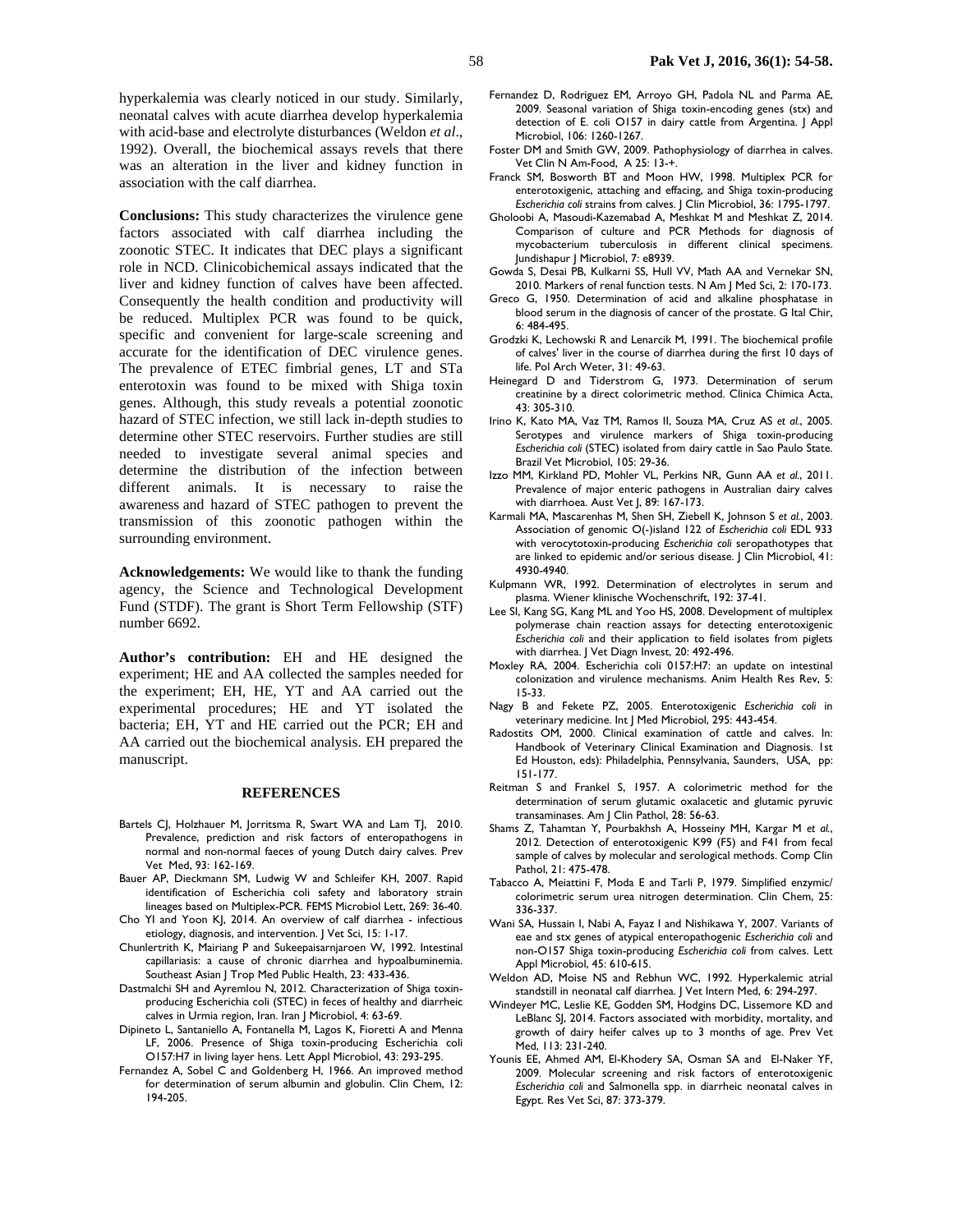hyperkalemia was clearly noticed in our study. Similarly, neonatal calves with acute diarrhea develop hyperkalemia with acid-base and electrolyte disturbances (Weldon *et al*., 1992). Overall, the biochemical assays revels that there was an alteration in the liver and kidney function in association with the calf diarrhea.

**Conclusions:** This study characterizes the virulence gene factors associated with calf diarrhea including the zoonotic STEC. It indicates that DEC plays a significant role in NCD. Clinicobichemical assays indicated that the liver and kidney function of calves have been affected. Consequently the health condition and productivity will be reduced. Multiplex PCR was found to be quick, specific and convenient for large-scale screening and accurate for the identification of DEC virulence genes. The prevalence of ETEC fimbrial genes, LT and STa enterotoxin was found to be mixed with Shiga toxin genes. Although, this study reveals a potential zoonotic hazard of STEC infection, we still lack in-depth studies to determine other STEC reservoirs. Further studies are still needed to investigate several animal species and determine the distribution of the infection between different animals. It is necessary to raise the awareness and hazard of STEC pathogen to prevent the transmission of this zoonotic pathogen within the surrounding environment.

**Acknowledgements:** We would like to thank the funding agency, the Science and Technological Development Fund (STDF). The grant is Short Term Fellowship (STF) number 6692.

**Author's contribution:** EH and HE designed the experiment; HE and AA collected the samples needed for the experiment; EH, HE, YT and AA carried out the experimental procedures; HE and YT isolated the bacteria; EH, YT and HE carried out the PCR; EH and AA carried out the biochemical analysis. EH prepared the manuscript.

## REFERENCES

Bartels CJ, Holzhauer M, Jorritsma R, Swart WA and Lam TJ, 2010. Prevalence, prediction and risk factors of enteropathogens in normal and non-normal faeces of young Dutch dairy calves. Prev Vet Med, 93: 162-169.

Bauer AP, Dieckmann SM, Ludwig W and Schleifer KH, 2007. Rapid identification of Escherichia coli safety and laboratory strain lineages based on Multiplex-PCR. FEMS Microbiol Lett, 269: 36-40.

Cho YI and Yoon KJ, 2014. An overview of calf diarrhea - infectious etiology, diagnosis, and intervention. J Vet Sci, 15: 1-17.

Chunlertrith K, Mairiang P and Sukeepaisarnjaroen W, 1992. Intestinal capillariasis: a cause of chronic diarrhea and hypoalbuminemia. Southeast Asian J Trop Med Public Health, 23: 433-436.

Dastmalchi SH and Ayremlou N, 2012. Characterization of Shiga toxin-producing Escherichia coli (STEC) in feces of healthy and diarrheic calves in Urmia region, Iran. Iran J Microbiol, 4: 63-69.

Dipineto L, Santaniello A, Fontanella M, Lagos K, Fioretti A and Menna LF, 2006. Presence of Shiga toxin-producing Escherichia coli O157:H7 in living layer hens. Lett Appl Microbiol, 43: 293-295.

Fernandez A, Sobel C and Goldenberg H, 1966. An improved method for determination of serum albumin and globulin. Clin Chem, 12: 194-205.

Fernandez D, Rodriguez EM, Arroyo GH, Padola NL and Parma AE, 2009. Seasonal variation of Shiga toxin-encoding genes (stx) and detection of E. coli O157 in dairy cattle from Argentina. J Appl Microbiol, 106: 1260-1267.

Foster DM and Smith GW, 2009. Pathophysiology of diarrhea in calves. Vet Clin N Am-Food, A 25: 13-+.

Franck SM, Bosworth BT and Moon HW, 1998. Multiplex PCR for enterotoxigenic, attaching and effacing, and Shiga toxin-producing *Escherichia coli* strains from calves. J Clin Microbiol, 36: 1795-1797.

Gholoobi A, Masoudi-Kazemabad A, Meshkat M and Meshkat Z, 2014. Comparison of culture and PCR Methods for diagnosis of mycobacterium tuberculosis in different clinical specimens. Jundishapur J Microbiol, 7: e8939.

Gowda S, Desai PB, Kulkarni SS, Hull VV, Math AA and Vernekar SN, 2010. Markers of renal function tests. N Am J Med Sci, 2: 170-173.

Greco G, 1950. Determination of acid and alkaline phosphatase in blood serum in the diagnosis of cancer of the prostate. G Ital Chir, 6: 484-495.

Grodzki K, Lechowski R and Lenarcik M, 1991. The biochemical profile of calves' liver in the course of diarrhea during the first 10 days of life. Pol Arch Weter, 31: 49-63.

Heinegard D and Tiderstrom G, 1973. Determination of serum creatinine by a direct colorimetric method. Clinica Chimica Acta, 43: 305-310.

Irino K, Kato MA, Vaz TM, Ramos II, Souza MA, Cruz AS *et al.*, 2005. Serotypes and virulence markers of Shiga toxin-producing *Escherichia coli* (STEC) isolated from dairy cattle in Sao Paulo State. Brazil Vet Microbiol, 105: 29-36.

Izzo MM, Kirkland PD, Mohler VL, Perkins NR, Gunn AA *et al.*, 2011. Prevalence of major enteric pathogens in Australian dairy calves with diarrhoea. Aust Vet J, 89: 167-173.

Karmali MA, Mascarenhas M, Shen SH, Ziebell K, Johnson S *et al.*, 2003. Association of genomic O(-)island 122 of *Escherichia coli* EDL 933 with verocytotoxin-producing *Escherichia coli* seropathotypes that are linked to epidemic and/or serious disease. J Clin Microbiol, 41: 4930-4940.

Kulpmann WR, 1992. Determination of electrolytes in serum and plasma. Wiener klinische Wochenschrift, 192: 37-41.

Lee SI, Kang SG, Kang ML and Yoo HS, 2008. Development of multiplex polymerase chain reaction assays for detecting enterotoxigenic *Escherichia coli* and their application to field isolates from piglets with diarrhea. J Vet Diagn Invest, 20: 492-496.

Moxley RA, 2004. Escherichia coli 0157:H7: an update on intestinal colonization and virulence mechanisms. Anim Health Res Rev, 5: 15-33.

Nagy B and Fekete PZ, 2005. Enterotoxigenic *Escherichia coli* in veterinary medicine. Int J Med Microbiol, 295: 443-454.

Radostits OM, 2000. Clinical examination of cattle and calves. In: Handbook of Veterinary Clinical Examination and Diagnosis. 1st Ed Houston, eds): Philadelphia, Pennsylvania, Saunders, USA, pp: 151-177.

Reitman S and Frankel S, 1957. A colorimetric method for the determination of serum glutamic oxalacetic and glutamic pyruvic transaminases. Am J Clin Pathol, 28: 56-63.

Shams Z, Tahamtan Y, Pourbakhsh A, Hosseiny MH, Kargar M *et al.*, 2012. Detection of enterotoxigenic K99 (F5) and F41 from fecal sample of calves by molecular and serological methods. Comp Clin Pathol, 21: 475-478.

Tabacco A, Meiattini F, Moda E and Tarli P, 1979. Simplified enzymic/colorimetric serum urea nitrogen determination. Clin Chem, 25: 336-337.

Wani SA, Hussain I, Nabi A, Fayaz I and Nishikawa Y, 2007. Variants of eae and stx genes of atypical enteropathogenic *Escherichia coli* and non-O157 Shiga toxin-producing *Escherichia coli* from calves. Lett Appl Microbiol, 45: 610-615.

Weldon AD, Moise NS and Rebhun WC, 1992. Hyperkalemic atrial standstill in neonatal calf diarrhea. J Vet Intern Med, 6: 294-297.

Windeyer MC, Leslie KE, Godden SM, Hodgins DC, Lissemore KD and LeBlanc SJ, 2014. Factors associated with morbidity, mortality, and growth of dairy heifer calves up to 3 months of age. Prev Vet Med, 113: 231-240.

Younis EE, Ahmed AM, El-Khodery SA, Osman SA and El-Naker YF, 2009. Molecular screening and risk factors of enterotoxigenic *Escherichia coli* and Salmonella spp. in diarrheic neonatal calves in Egypt. Res Vet Sci, 87: 373-379.